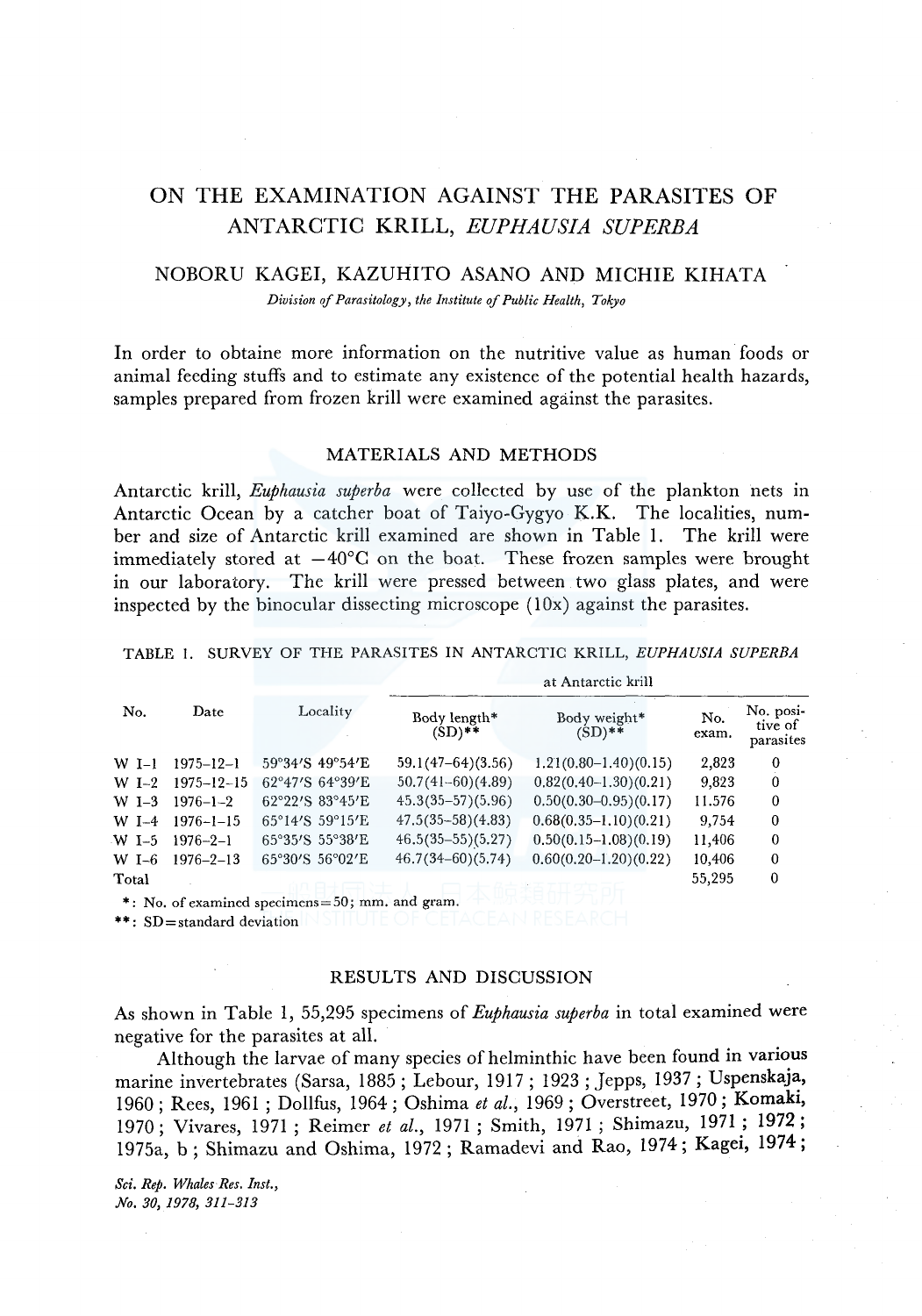# ON THE EXAMINATION AGAINST THE PARASITES OF ANTARCTIC KRILL, *EUPHAUSIA SUPERBA*

NOBORU KAGEI, KAZUHITO ASANO AND MICHIE KIHATA

*Division of Parasitology, the Institute of Public Health, Tokyo*

In order to obtaine more information on the nutritive value as human foods or animal feeding stuffs and to estimate any existence of the potential health hazards, samples prepared from frozen krill were examined against the parasites.

## MATERIALS AND METHODS

Antarctic krill, *Euphausia superba* were collected by use of the plankton nets in Antarctic Ocean by a catcher boat of Taiyo-Gygyo K.K. The localities, number and size of Antarctic krill examined are shown in Table 1. The krill were immediately stored at −40°C on the boat. These frozen samples were brought in our laboratory. The krill were pressed between two glass plates, and were inspected by the binocular dissecting microscope (10x) against the parasites.

TABLE 1. SURVEY OF THE PARASITES IN ANTARCTIC KRILL, *EUPHAUSIA SUPERBA*

| No. | Date | Locality | at Antarctic krill | | | |
|---|---|---|---|---|---|---|
| | | | Body length* (SD)** | Body weight* (SD)** | No. exam. | No. positive of parasites |
| W I-1 | 1975-12-1 | 59°34′S 49°54′E | 59.1(47-64)(3.56) | 1.21(0.80-1.40)(0.15) | 2,823 | 0 |
| W I-2 | 1975-12-15 | 62°47′S 64°39′E | 50.7(41-60)(4.89) | 0.82(0.40-1.30)(0.21) | 9,823 | 0 |
| W I-3 | 1976-1-2 | 62°22′S 83°45′E | 45.3(35-57)(5.96) | 0.50(0.30-0.95)(0.17) | 11.576 | 0 |
| W I-4 | 1976-1-15 | 65°14′S 59°15′E | 47.5(35-58)(4.83) | 0.68(0.35-1.10)(0.21) | 9,754 | 0 |
| W I-5 | 1976-2-1 | 65°35′S 55°38′E | 46.5(35-55)(5.27) | 0.50(0.15-1.08)(0.19) | 11,406 | 0 |
| W I-6 | 1976-2-13 | 65°30′S 56°02′E | 46.7(34-60)(5.74) | 0.60(0.20-1.20)(0.22) | 10,406 | 0 |
| Total | | | | | 55,295 | 0 |

*: No. of examined specimens = 50; mm. and gram.
**: SD = standard deviation

## RESULTS AND DISCUSSION

As shown in Table 1, 55,295 specimens of *Euphausia superba* in total examined were negative for the parasites at all.

Although the larvae of many species of helminthic have been found in various marine invertebrates (Sarsa, 1885; Lebour, 1917; 1923; Jepps, 1937; Uspenskaja, 1960; Rees, 1961; Dollfus, 1964; Oshima *et al.*, 1969; Overstreet, 1970; Komaki, 1970; Vivares, 1971; Reimer *et al.*, 1971; Smith, 1971; Shimazu, 1971; 1972; 1975a, b; Shimazu and Oshima, 1972; Ramadevi and Rao, 1974; Kagei, 1974;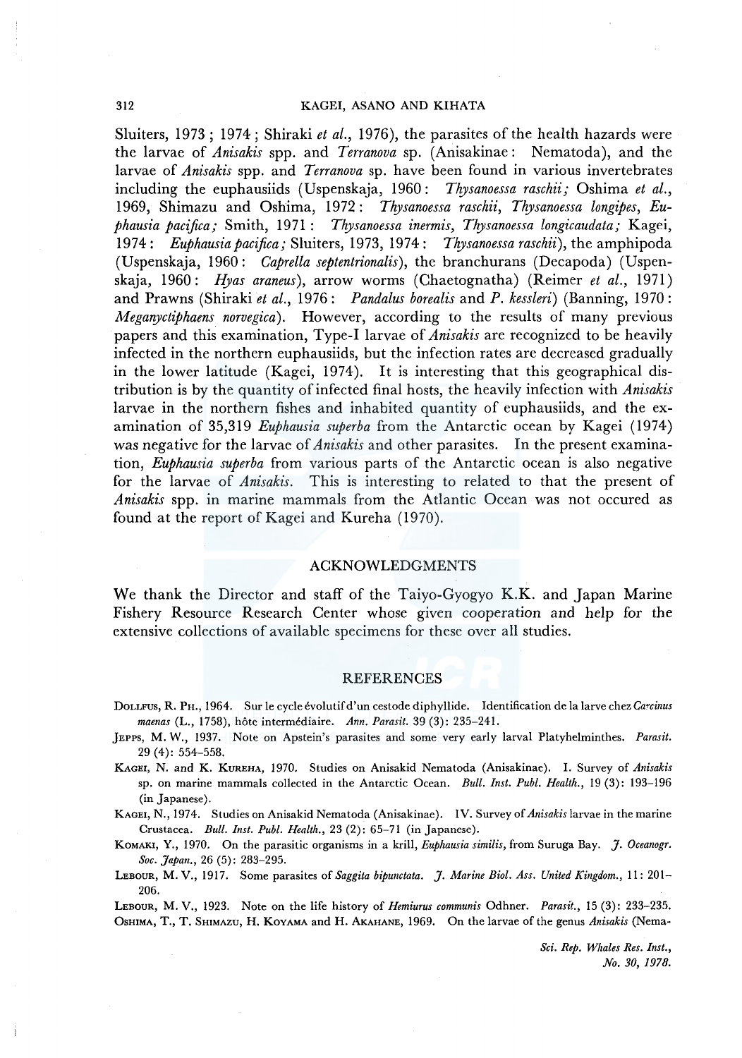Sluiters, 1973; 1974; Shiraki *et al.*, 1976), the parasites of the health hazards were the larvae of *Anisakis* spp. and *Terranova* sp. (Anisakinae: Nematoda), and the larvae of *Anisakis* spp. and *Terranova* sp. have been found in various invertebrates including the euphausiids (Uspenskaja, 1960: *Thysanoessa raschii;* Oshima *et al.*, 1969, Shimazu and Oshima, 1972: *Thysanoessa raschii, Thysanoessa longipes, Euphausia pacifica;* Smith, 1971: *Thysanoessa inermis, Thysanoessa longicaudata;* Kagei, 1974: *Euphausia pacifica;* Sluiters, 1973, 1974: *Thysanoessa raschii*), the amphipoda (Uspenskaja, 1960: *Caprella septentrionalis*), the branchurans (Decapoda) (Uspenskaja, 1960: *Hyas araneus*), arrow worms (Chaetognatha) (Reimer *et al.*, 1971) and Prawns (Shiraki *et al.*, 1976: *Pandalus borealis* and *P. kessleri*) (Banning, 1970: *Meganyctiphaens norvegica*). However, according to the results of many previous papers and this examination, Type-I larvae of *Anisakis* are recognized to be heavily infected in the northern euphausiids, but the infection rates are decreased gradually in the lower latitude (Kagei, 1974). It is interesting that this geographical distribution is by the quantity of infected final hosts, the heavily infection with *Anisakis* larvae in the northern fishes and inhabited quantity of euphausiids, and the examination of 35,319 *Euphausia superba* from the Antarctic ocean by Kagei (1974) was negative for the larvae of *Anisakis* and other parasites. In the present examination, *Euphausia superba* from various parts of the Antarctic ocean is also negative for the larvae of *Anisakis*. This is interesting to related to that the present of *Anisakis* spp. in marine mammals from the Atlantic Ocean was not occured as found at the report of Kagei and Kureha (1970).

## ACKNOWLEDGMENTS

We thank the Director and staff of the Taiyo-Gyogyo K.K. and Japan Marine Fishery Resource Research Center whose given cooperation and help for the extensive collections of available specimens for these over all studies.

## REFERENCES

Dollfus, R. Ph., 1964. Sur le cycle évolutif d'un cestode diphyllide. Identification de la larve chez *Carcinus maenas* (L., 1758), hôte intermédiaire. *Ann. Parasit.* 39 (3): 235–241.

Jepps, M. W., 1937. Note on Apstein's parasites and some very early larval Platyhelminthes. *Parasit.* 29 (4): 554–558.

Kagei, N. and K. Kureha, 1970. Studies on Anisakid Nematoda (Anisakinae). I. Survey of *Anisakis* sp. on marine mammals collected in the Antarctic Ocean. *Bull. Inst. Publ. Health.*, 19 (3): 193–196 (in Japanese).

Kagei, N., 1974. Studies on Anisakid Nematoda (Anisakinae). IV. Survey of *Anisakis* larvae in the marine Crustacea. *Bull. Inst. Publ. Health.*, 23 (2): 65–71 (in Japanese).

Komaki, Y., 1970. On the parasitic organisms in a krill, *Euphausia similis*, from Suruga Bay. *J. Oceanogr. Soc. Japan.*, 26 (5): 283–295.

Lebour, M. V., 1917. Some parasites of *Saggita bipunctata*. *J. Marine Biol. Ass. United Kingdom.*, 11: 201–206.

Lebour, M. V., 1923. Note on the life history of *Hemiurus communis* Odhner. *Parasit.*, 15 (3): 233–235.

Oshima, T., T. Shimazu, H. Koyama and H. Akahane, 1969. On the larvae of the genus *Anisakis* (Nema-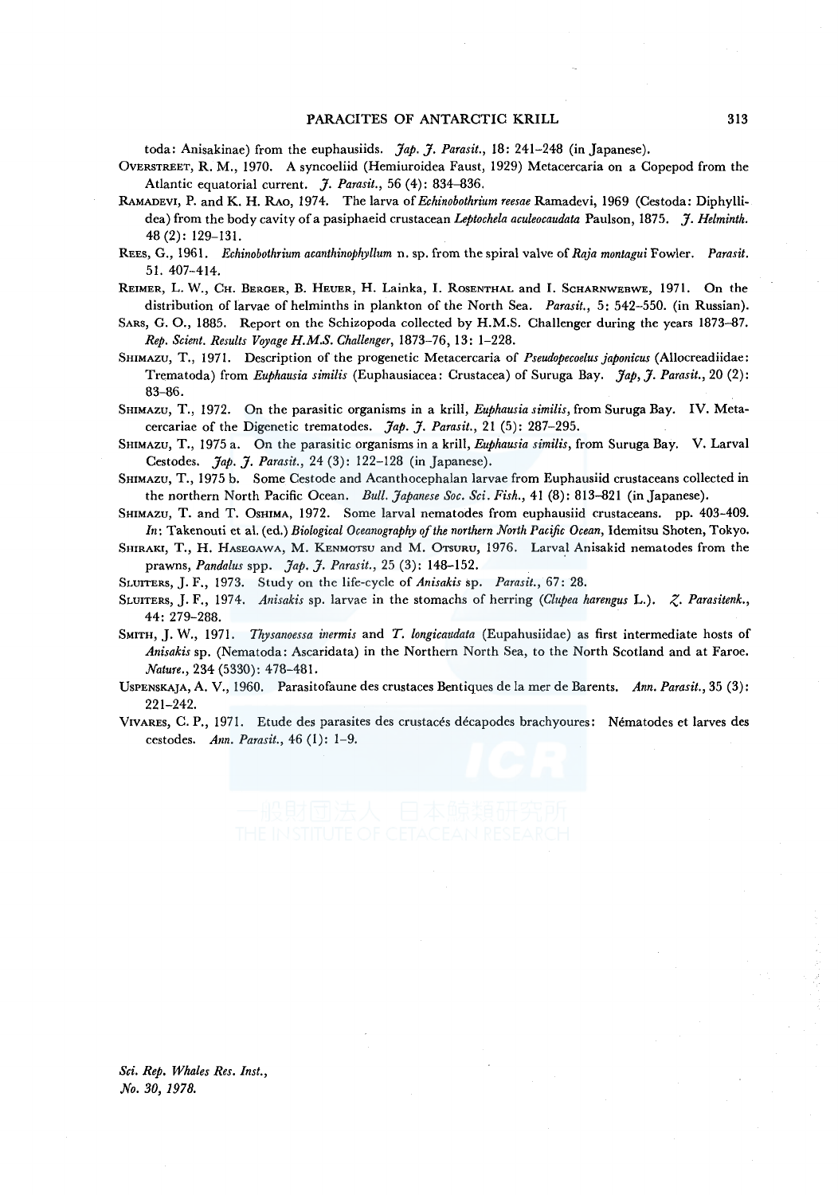toda: Anisakinae) from the euphausiids. *Jap. J. Parasit.*, 18: 241–248 (in Japanese).

OVERSTREET, R. M., 1970. A syncoeliid (Hemiuroidea Faust, 1929) Metacercaria on a Copepod from the Atlantic equatorial current. *J. Parasit.*, 56 (4): 834–836.

RAMADEVI, P. and K. H. RAO, 1974. The larva of *Echinobothrium reesae* Ramadevi, 1969 (Cestoda: Diphyllidea) from the body cavity of a pasiphaeid crustacean *Leptochela aculeocaudata* Paulson, 1875. *J. Helminth.* 48 (2): 129–131.

REES, G., 1961. *Echinobothrium acanthinophyllum* n. sp. from the spiral valve of *Raja montagui* Fowler. *Parasit.* 51. 407–414.

REIMER, L. W., CH. BERGER, B. HEUER, H. Lainka, I. ROSENTHAL and I. SCHARNWEBWE, 1971. On the distribution of larvae of helminths in plankton of the North Sea. *Parasit.*, 5: 542–550. (in Russian).

SARS, G. O., 1885. Report on the Schizopoda collected by H.M.S. Challenger during the years 1873–87. *Rep. Scient. Results Voyage H.M.S. Challenger*, 1873–76, 13: 1–228.

SHIMAZU, T., 1971. Description of the progenetic Metacercaria of *Pseudopecoelus japonicus* (Allocreadiidae: Trematoda) from *Euphausia similis* (Euphausiacea: Crustacea) of Suruga Bay. *Jap, J. Parasit.*, 20 (2): 83–86.

SHIMAZU, T., 1972. On the parasitic organisms in a krill, *Euphausia similis*, from Suruga Bay. IV. Metacercariae of the Digenetic trematodes. *Jap. J. Parasit.*, 21 (5): 287–295.

SHIMAZU, T., 1975 a. On the parasitic organisms in a krill, *Euphausia similis*, from Suruga Bay. V. Larval Cestodes. *Jap. J. Parasit.*, 24 (3): 122–128 (in Japanese).

SHIMAZU, T., 1975 b. Some Cestode and Acanthocephalan larvae from Euphausiid crustaceans collected in the northern North Pacific Ocean. *Bull. Japanese Soc. Sci. Fish.*, 41 (8): 813–821 (in Japanese).

SHIMAZU, T. and T. OSHIMA, 1972. Some larval nematodes from euphausiid crustaceans. pp. 403–409. *In*: Takenouti et al. (ed.) *Biological Oceanography of the northern North Pacific Ocean*, Idemitsu Shoten, Tokyo.

SHIRAKI, T., H. HASEGAWA, M. KENMOTSU and M. OTSURU, 1976. Larval Anisakid nematodes from the prawns, *Pandalus* spp. *Jap. J. Parasit.*, 25 (3): 148–152.

SLUITERS, J. F., 1973. Study on the life-cycle of *Anisakis* sp. *Parasit.*, 67: 28.

SLUITERS, J. F., 1974. *Anisakis* sp. larvae in the stomachs of herring (*Clupea harengus* L.). *Z. Parasitenk.*, 44: 279–288.

SMITH, J. W., 1971. *Thysanoessa inermis* and *T. longicaudata* (Eupahusiidae) as first intermediate hosts of *Anisakis* sp. (Nematoda: Ascaridata) in the Northern North Sea, to the North Scotland and at Faroe. *Nature.*, 234 (5330): 478–481.

USPENSKAJA, A. V., 1960. Parasitofaune des crustaces Bentiques de la mer de Barents. *Ann. Parasit.*, 35 (3): 221–242.

VIVARES, C. P., 1971. Etude des parasites des crustacés décapodes brachyoures: Nématodes et larves des cestodes. *Ann. Parasit.*, 46 (1): 1–9.